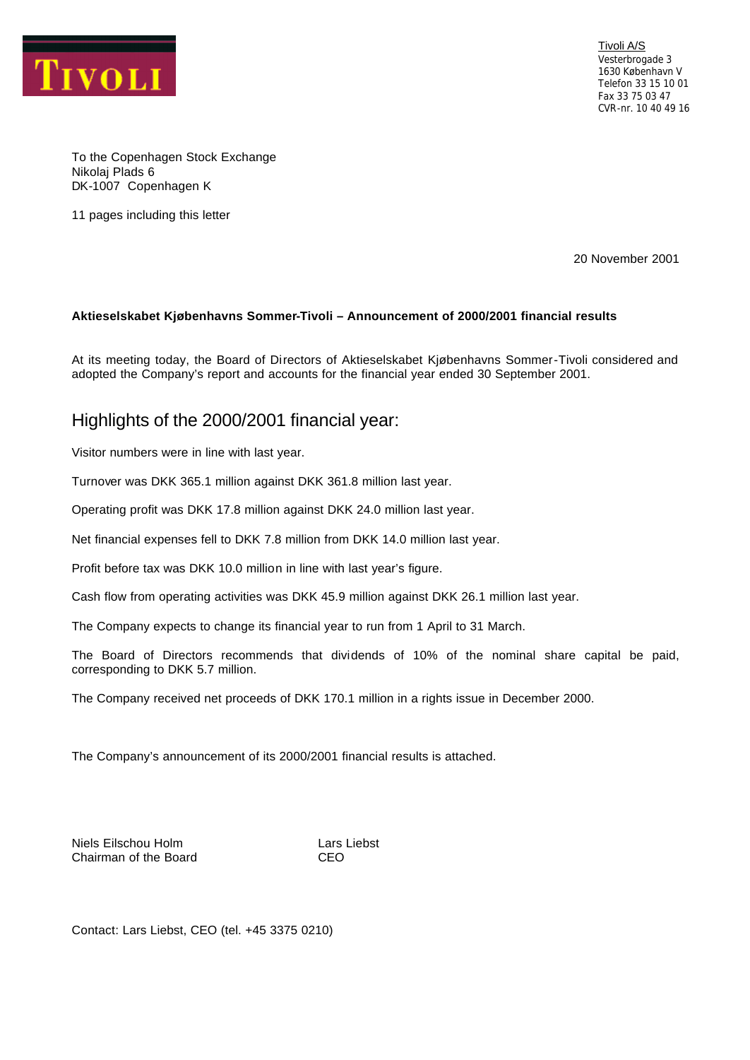TIVOLI

Tivoli A/S
Vesterbrogade 3
1630 København V
Telefon 33 15 10 01
Fax 33 75 03 47
CVR-nr. 10 40 49 16

To the Copenhagen Stock Exchange
Nikolaj Plads 6
DK-1007 Copenhagen K

11 pages including this letter

20 November 2001

**Aktieselskabet Kjøbenhavns Sommer-Tivoli – Announcement of 2000/2001 financial results**

At its meeting today, the Board of Directors of Aktieselskabet Kjøbenhavns Sommer-Tivoli considered and adopted the Company's report and accounts for the financial year ended 30 September 2001.

## Highlights of the 2000/2001 financial year:

Visitor numbers were in line with last year.

Turnover was DKK 365.1 million against DKK 361.8 million last year.

Operating profit was DKK 17.8 million against DKK 24.0 million last year.

Net financial expenses fell to DKK 7.8 million from DKK 14.0 million last year.

Profit before tax was DKK 10.0 million in line with last year's figure.

Cash flow from operating activities was DKK 45.9 million against DKK 26.1 million last year.

The Company expects to change its financial year to run from 1 April to 31 March.

The Board of Directors recommends that dividends of 10% of the nominal share capital be paid, corresponding to DKK 5.7 million.

The Company received net proceeds of DKK 170.1 million in a rights issue in December 2000.

The Company's announcement of its 2000/2001 financial results is attached.

Niels Eilschou Holm
Chairman of the Board

Lars Liebst
CEO

Contact: Lars Liebst, CEO (tel. +45 3375 0210)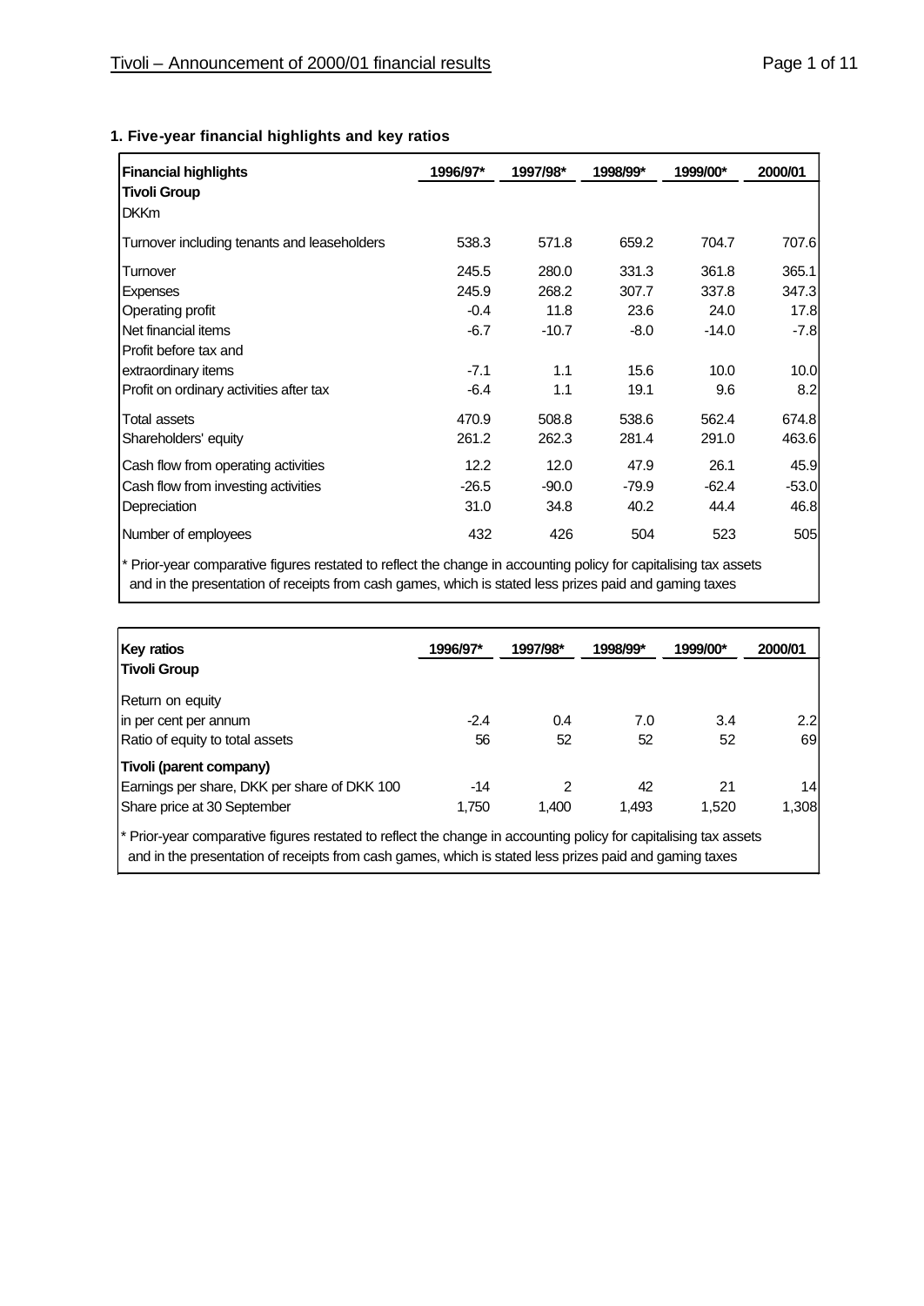### 1. Five-year financial highlights and key ratios

| Financial highlights | 1996/97* | 1997/98* | 1998/99* | 1999/00* | 2000/01 |
|---|---|---|---|---|---|
| **Tivoli Group** | | | | | |
| DKKm | | | | | |
| Turnover including tenants and leaseholders | 538.3 | 571.8 | 659.2 | 704.7 | 707.6 |
| Turnover | 245.5 | 280.0 | 331.3 | 361.8 | 365.1 |
| Expenses | 245.9 | 268.2 | 307.7 | 337.8 | 347.3 |
| Operating profit | -0.4 | 11.8 | 23.6 | 24.0 | 17.8 |
| Net financial items | -6.7 | -10.7 | -8.0 | -14.0 | -7.8 |
| Profit before tax and extraordinary items | -7.1 | 1.1 | 15.6 | 10.0 | 10.0 |
| Profit on ordinary activities after tax | -6.4 | 1.1 | 19.1 | 9.6 | 8.2 |
| Total assets | 470.9 | 508.8 | 538.6 | 562.4 | 674.8 |
| Shareholders' equity | 261.2 | 262.3 | 281.4 | 291.0 | 463.6 |
| Cash flow from operating activities | 12.2 | 12.0 | 47.9 | 26.1 | 45.9 |
| Cash flow from investing activities | -26.5 | -90.0 | -79.9 | -62.4 | -53.0 |
| Depreciation | 31.0 | 34.8 | 40.2 | 44.4 | 46.8 |
| Number of employees | 432 | 426 | 504 | 523 | 505 |

* Prior-year comparative figures restated to reflect the change in accounting policy for capitalising tax assets and in the presentation of receipts from cash games, which is stated less prizes paid and gaming taxes

| Key ratios | 1996/97* | 1997/98* | 1998/99* | 1999/00* | 2000/01 |
|---|---|---|---|---|---|
| **Tivoli Group** | | | | | |
| Return on equity in per cent per annum | -2.4 | 0.4 | 7.0 | 3.4 | 2.2 |
| Ratio of equity to total assets | 56 | 52 | 52 | 52 | 69 |
| **Tivoli (parent company)** | | | | | |
| Earnings per share, DKK per share of DKK 100 | -14 | 2 | 42 | 21 | 14 |
| Share price at 30 September | 1,750 | 1,400 | 1,493 | 1,520 | 1,308 |

* Prior-year comparative figures restated to reflect the change in accounting policy for capitalising tax assets and in the presentation of receipts from cash games, which is stated less prizes paid and gaming taxes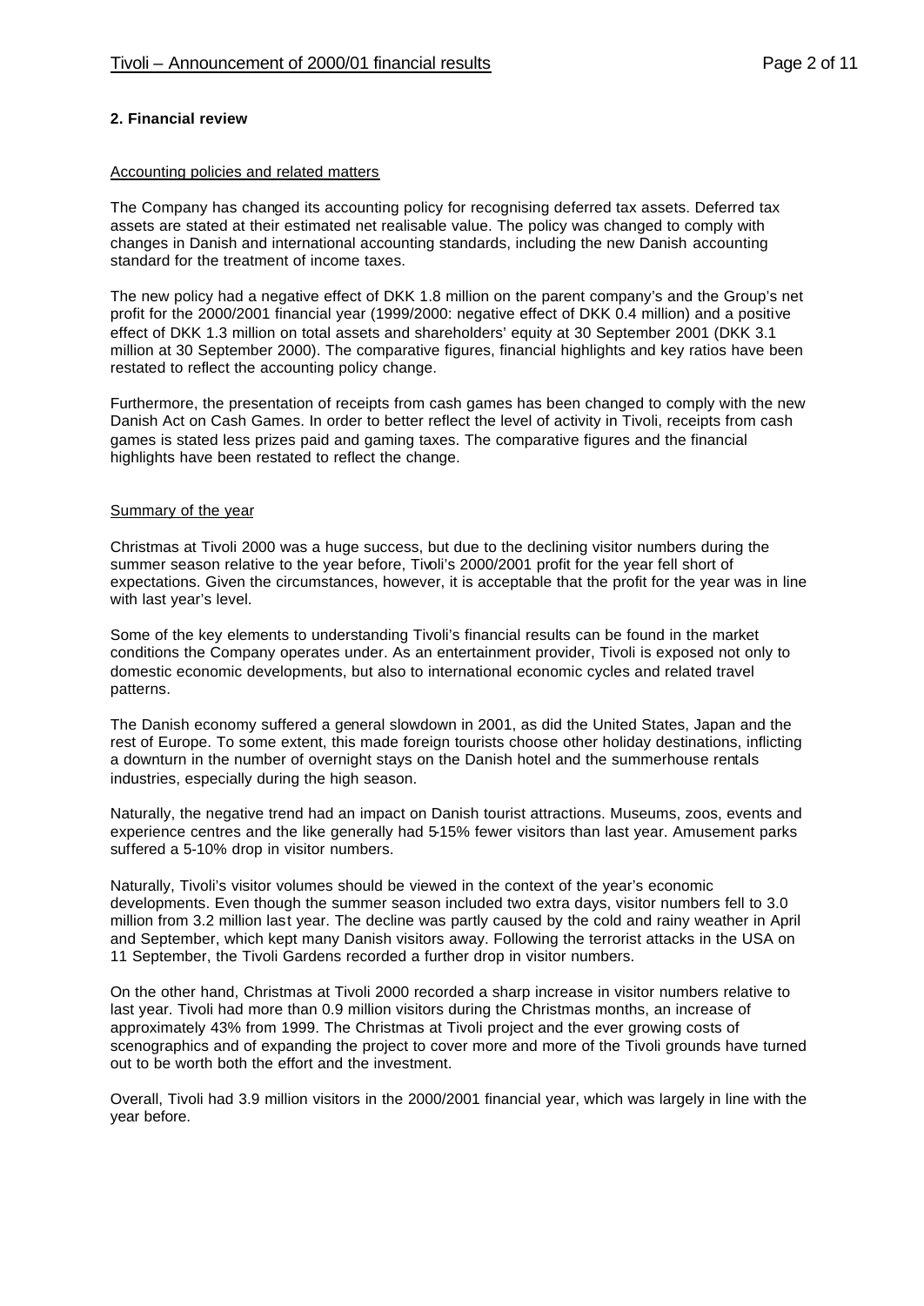## 2. Financial review

Accounting policies and related matters

The Company has changed its accounting policy for recognising deferred tax assets. Deferred tax assets are stated at their estimated net realisable value. The policy was changed to comply with changes in Danish and international accounting standards, including the new Danish accounting standard for the treatment of income taxes.

The new policy had a negative effect of DKK 1.8 million on the parent company's and the Group's net profit for the 2000/2001 financial year (1999/2000: negative effect of DKK 0.4 million) and a positive effect of DKK 1.3 million on total assets and shareholders' equity at 30 September 2001 (DKK 3.1 million at 30 September 2000). The comparative figures, financial highlights and key ratios have been restated to reflect the accounting policy change.

Furthermore, the presentation of receipts from cash games has been changed to comply with the new Danish Act on Cash Games. In order to better reflect the level of activity in Tivoli, receipts from cash games is stated less prizes paid and gaming taxes. The comparative figures and the financial highlights have been restated to reflect the change.

Summary of the year

Christmas at Tivoli 2000 was a huge success, but due to the declining visitor numbers during the summer season relative to the year before, Tivoli's 2000/2001 profit for the year fell short of expectations. Given the circumstances, however, it is acceptable that the profit for the year was in line with last year's level.

Some of the key elements to understanding Tivoli's financial results can be found in the market conditions the Company operates under. As an entertainment provider, Tivoli is exposed not only to domestic economic developments, but also to international economic cycles and related travel patterns.

The Danish economy suffered a general slowdown in 2001, as did the United States, Japan and the rest of Europe. To some extent, this made foreign tourists choose other holiday destinations, inflicting a downturn in the number of overnight stays on the Danish hotel and the summerhouse rentals industries, especially during the high season.

Naturally, the negative trend had an impact on Danish tourist attractions. Museums, zoos, events and experience centres and the like generally had 5-15% fewer visitors than last year. Amusement parks suffered a 5-10% drop in visitor numbers.

Naturally, Tivoli's visitor volumes should be viewed in the context of the year's economic developments. Even though the summer season included two extra days, visitor numbers fell to 3.0 million from 3.2 million last year. The decline was partly caused by the cold and rainy weather in April and September, which kept many Danish visitors away. Following the terrorist attacks in the USA on 11 September, the Tivoli Gardens recorded a further drop in visitor numbers.

On the other hand, Christmas at Tivoli 2000 recorded a sharp increase in visitor numbers relative to last year. Tivoli had more than 0.9 million visitors during the Christmas months, an increase of approximately 43% from 1999. The Christmas at Tivoli project and the ever growing costs of scenographics and of expanding the project to cover more and more of the Tivoli grounds have turned out to be worth both the effort and the investment.

Overall, Tivoli had 3.9 million visitors in the 2000/2001 financial year, which was largely in line with the year before.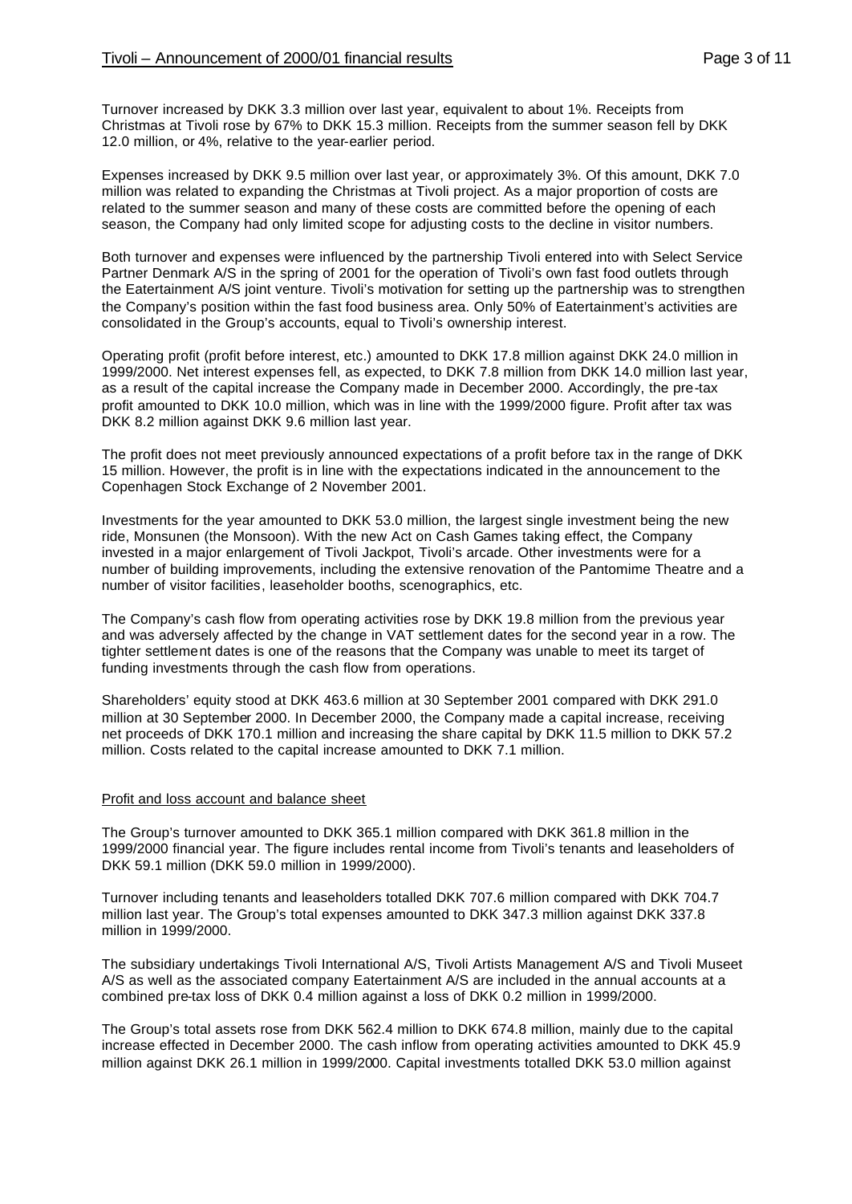Turnover increased by DKK 3.3 million over last year, equivalent to about 1%. Receipts from Christmas at Tivoli rose by 67% to DKK 15.3 million. Receipts from the summer season fell by DKK 12.0 million, or 4%, relative to the year-earlier period.

Expenses increased by DKK 9.5 million over last year, or approximately 3%. Of this amount, DKK 7.0 million was related to expanding the Christmas at Tivoli project. As a major proportion of costs are related to the summer season and many of these costs are committed before the opening of each season, the Company had only limited scope for adjusting costs to the decline in visitor numbers.

Both turnover and expenses were influenced by the partnership Tivoli entered into with Select Service Partner Denmark A/S in the spring of 2001 for the operation of Tivoli's own fast food outlets through the Eatertainment A/S joint venture. Tivoli's motivation for setting up the partnership was to strengthen the Company's position within the fast food business area. Only 50% of Eatertainment's activities are consolidated in the Group's accounts, equal to Tivoli's ownership interest.

Operating profit (profit before interest, etc.) amounted to DKK 17.8 million against DKK 24.0 million in 1999/2000. Net interest expenses fell, as expected, to DKK 7.8 million from DKK 14.0 million last year, as a result of the capital increase the Company made in December 2000. Accordingly, the pre-tax profit amounted to DKK 10.0 million, which was in line with the 1999/2000 figure. Profit after tax was DKK 8.2 million against DKK 9.6 million last year.

The profit does not meet previously announced expectations of a profit before tax in the range of DKK 15 million. However, the profit is in line with the expectations indicated in the announcement to the Copenhagen Stock Exchange of 2 November 2001.

Investments for the year amounted to DKK 53.0 million, the largest single investment being the new ride, Monsunen (the Monsoon). With the new Act on Cash Games taking effect, the Company invested in a major enlargement of Tivoli Jackpot, Tivoli's arcade. Other investments were for a number of building improvements, including the extensive renovation of the Pantomime Theatre and a number of visitor facilities, leaseholder booths, scenographics, etc.

The Company's cash flow from operating activities rose by DKK 19.8 million from the previous year and was adversely affected by the change in VAT settlement dates for the second year in a row. The tighter settlement dates is one of the reasons that the Company was unable to meet its target of funding investments through the cash flow from operations.

Shareholders' equity stood at DKK 463.6 million at 30 September 2001 compared with DKK 291.0 million at 30 September 2000. In December 2000, the Company made a capital increase, receiving net proceeds of DKK 170.1 million and increasing the share capital by DKK 11.5 million to DKK 57.2 million. Costs related to the capital increase amounted to DKK 7.1 million.

## Profit and loss account and balance sheet

The Group's turnover amounted to DKK 365.1 million compared with DKK 361.8 million in the 1999/2000 financial year. The figure includes rental income from Tivoli's tenants and leaseholders of DKK 59.1 million (DKK 59.0 million in 1999/2000).

Turnover including tenants and leaseholders totalled DKK 707.6 million compared with DKK 704.7 million last year. The Group's total expenses amounted to DKK 347.3 million against DKK 337.8 million in 1999/2000.

The subsidiary undertakings Tivoli International A/S, Tivoli Artists Management A/S and Tivoli Museet A/S as well as the associated company Eatertainment A/S are included in the annual accounts at a combined pre-tax loss of DKK 0.4 million against a loss of DKK 0.2 million in 1999/2000.

The Group's total assets rose from DKK 562.4 million to DKK 674.8 million, mainly due to the capital increase effected in December 2000. The cash inflow from operating activities amounted to DKK 45.9 million against DKK 26.1 million in 1999/2000. Capital investments totalled DKK 53.0 million against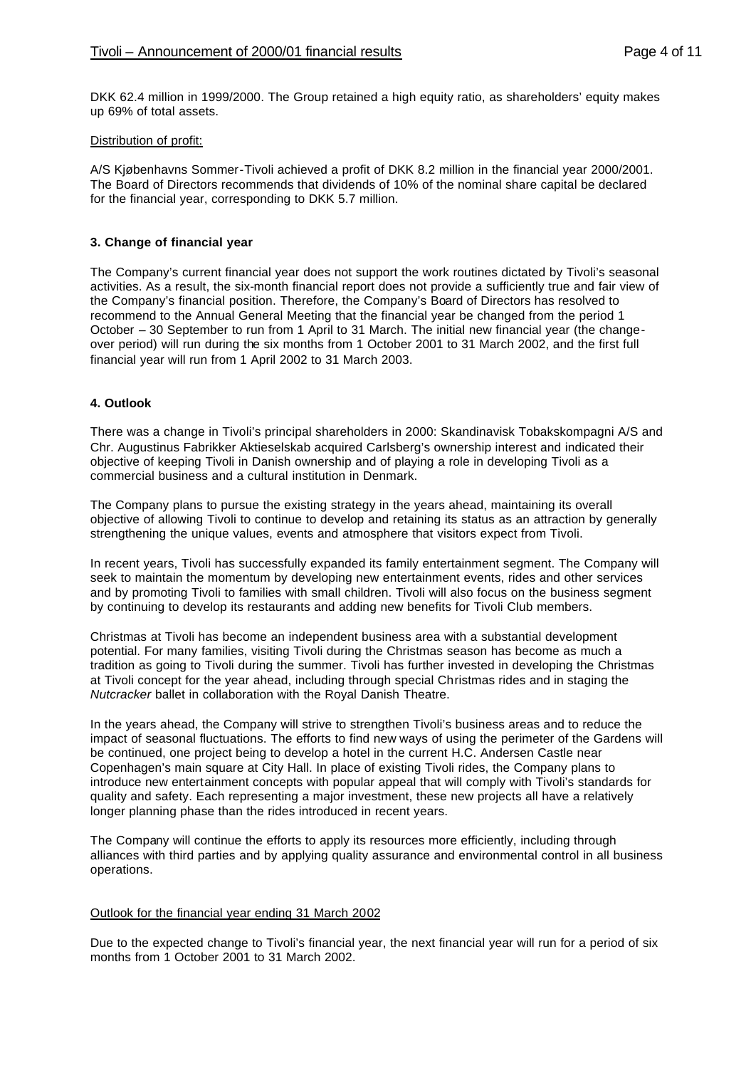DKK 62.4 million in 1999/2000. The Group retained a high equity ratio, as shareholders' equity makes up 69% of total assets.

Distribution of profit:

A/S Kjøbenhavns Sommer-Tivoli achieved a profit of DKK 8.2 million in the financial year 2000/2001. The Board of Directors recommends that dividends of 10% of the nominal share capital be declared for the financial year, corresponding to DKK 5.7 million.

### 3. Change of financial year

The Company's current financial year does not support the work routines dictated by Tivoli's seasonal activities. As a result, the six-month financial report does not provide a sufficiently true and fair view of the Company's financial position. Therefore, the Company's Board of Directors has resolved to recommend to the Annual General Meeting that the financial year be changed from the period 1 October – 30 September to run from 1 April to 31 March. The initial new financial year (the change-over period) will run during the six months from 1 October 2001 to 31 March 2002, and the first full financial year will run from 1 April 2002 to 31 March 2003.

### 4. Outlook

There was a change in Tivoli's principal shareholders in 2000: Skandinavisk Tobakskompagni A/S and Chr. Augustinus Fabrikker Aktieselskab acquired Carlsberg's ownership interest and indicated their objective of keeping Tivoli in Danish ownership and of playing a role in developing Tivoli as a commercial business and a cultural institution in Denmark.

The Company plans to pursue the existing strategy in the years ahead, maintaining its overall objective of allowing Tivoli to continue to develop and retaining its status as an attraction by generally strengthening the unique values, events and atmosphere that visitors expect from Tivoli.

In recent years, Tivoli has successfully expanded its family entertainment segment. The Company will seek to maintain the momentum by developing new entertainment events, rides and other services and by promoting Tivoli to families with small children. Tivoli will also focus on the business segment by continuing to develop its restaurants and adding new benefits for Tivoli Club members.

Christmas at Tivoli has become an independent business area with a substantial development potential. For many families, visiting Tivoli during the Christmas season has become as much a tradition as going to Tivoli during the summer. Tivoli has further invested in developing the Christmas at Tivoli concept for the year ahead, including through special Christmas rides and in staging the *Nutcracker* ballet in collaboration with the Royal Danish Theatre.

In the years ahead, the Company will strive to strengthen Tivoli's business areas and to reduce the impact of seasonal fluctuations. The efforts to find new ways of using the perimeter of the Gardens will be continued, one project being to develop a hotel in the current H.C. Andersen Castle near Copenhagen's main square at City Hall. In place of existing Tivoli rides, the Company plans to introduce new entertainment concepts with popular appeal that will comply with Tivoli's standards for quality and safety. Each representing a major investment, these new projects all have a relatively longer planning phase than the rides introduced in recent years.

The Company will continue the efforts to apply its resources more efficiently, including through alliances with third parties and by applying quality assurance and environmental control in all business operations.

Outlook for the financial year ending 31 March 2002

Due to the expected change to Tivoli's financial year, the next financial year will run for a period of six months from 1 October 2001 to 31 March 2002.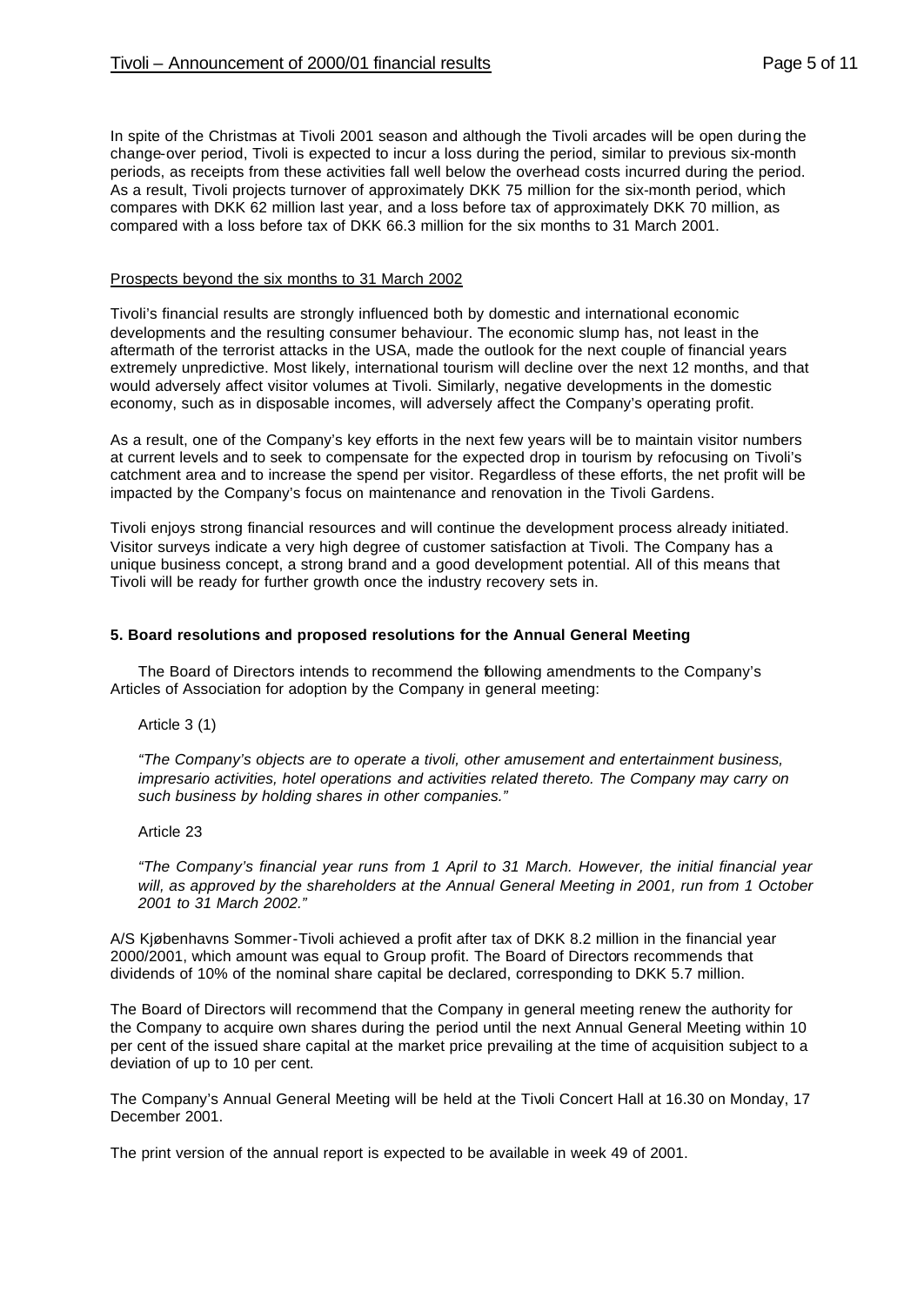In spite of the Christmas at Tivoli 2001 season and although the Tivoli arcades will be open during the change-over period, Tivoli is expected to incur a loss during the period, similar to previous six-month periods, as receipts from these activities fall well below the overhead costs incurred during the period. As a result, Tivoli projects turnover of approximately DKK 75 million for the six-month period, which compares with DKK 62 million last year, and a loss before tax of approximately DKK 70 million, as compared with a loss before tax of DKK 66.3 million for the six months to 31 March 2001.

Prospects beyond the six months to 31 March 2002

Tivoli's financial results are strongly influenced both by domestic and international economic developments and the resulting consumer behaviour. The economic slump has, not least in the aftermath of the terrorist attacks in the USA, made the outlook for the next couple of financial years extremely unpredictive. Most likely, international tourism will decline over the next 12 months, and that would adversely affect visitor volumes at Tivoli. Similarly, negative developments in the domestic economy, such as in disposable incomes, will adversely affect the Company's operating profit.

As a result, one of the Company's key efforts in the next few years will be to maintain visitor numbers at current levels and to seek to compensate for the expected drop in tourism by refocusing on Tivoli's catchment area and to increase the spend per visitor. Regardless of these efforts, the net profit will be impacted by the Company's focus on maintenance and renovation in the Tivoli Gardens.

Tivoli enjoys strong financial resources and will continue the development process already initiated. Visitor surveys indicate a very high degree of customer satisfaction at Tivoli. The Company has a unique business concept, a strong brand and a good development potential. All of this means that Tivoli will be ready for further growth once the industry recovery sets in.

## 5. Board resolutions and proposed resolutions for the Annual General Meeting

The Board of Directors intends to recommend the following amendments to the Company's Articles of Association for adoption by the Company in general meeting:

Article 3 (1)

*"The Company's objects are to operate a tivoli, other amusement and entertainment business, impresario activities, hotel operations and activities related thereto. The Company may carry on such business by holding shares in other companies."*

Article 23

*"The Company's financial year runs from 1 April to 31 March. However, the initial financial year will, as approved by the shareholders at the Annual General Meeting in 2001, run from 1 October 2001 to 31 March 2002."*

A/S Kjøbenhavns Sommer-Tivoli achieved a profit after tax of DKK 8.2 million in the financial year 2000/2001, which amount was equal to Group profit. The Board of Directors recommends that dividends of 10% of the nominal share capital be declared, corresponding to DKK 5.7 million.

The Board of Directors will recommend that the Company in general meeting renew the authority for the Company to acquire own shares during the period until the next Annual General Meeting within 10 per cent of the issued share capital at the market price prevailing at the time of acquisition subject to a deviation of up to 10 per cent.

The Company's Annual General Meeting will be held at the Tivoli Concert Hall at 16.30 on Monday, 17 December 2001.

The print version of the annual report is expected to be available in week 49 of 2001.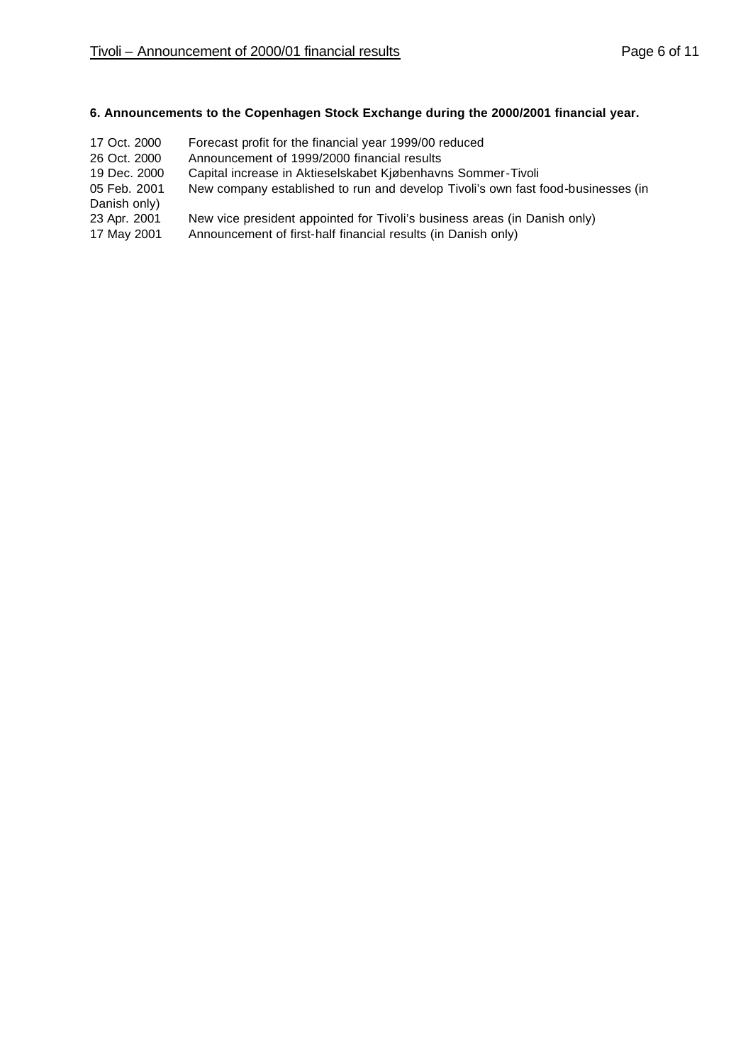### 6. Announcements to the Copenhagen Stock Exchange during the 2000/2001 financial year.

| | |
|---|---|
| 17 Oct. 2000 | Forecast profit for the financial year 1999/00 reduced |
| 26 Oct. 2000 | Announcement of 1999/2000 financial results |
| 19 Dec. 2000 | Capital increase in Aktieselskabet Kjøbenhavns Sommer-Tivoli |
| 05 Feb. 2001 | New company established to run and develop Tivoli's own fast food-businesses (in Danish only) |
| 23 Apr. 2001 | New vice president appointed for Tivoli's business areas (in Danish only) |
| 17 May 2001 | Announcement of first-half financial results (in Danish only) |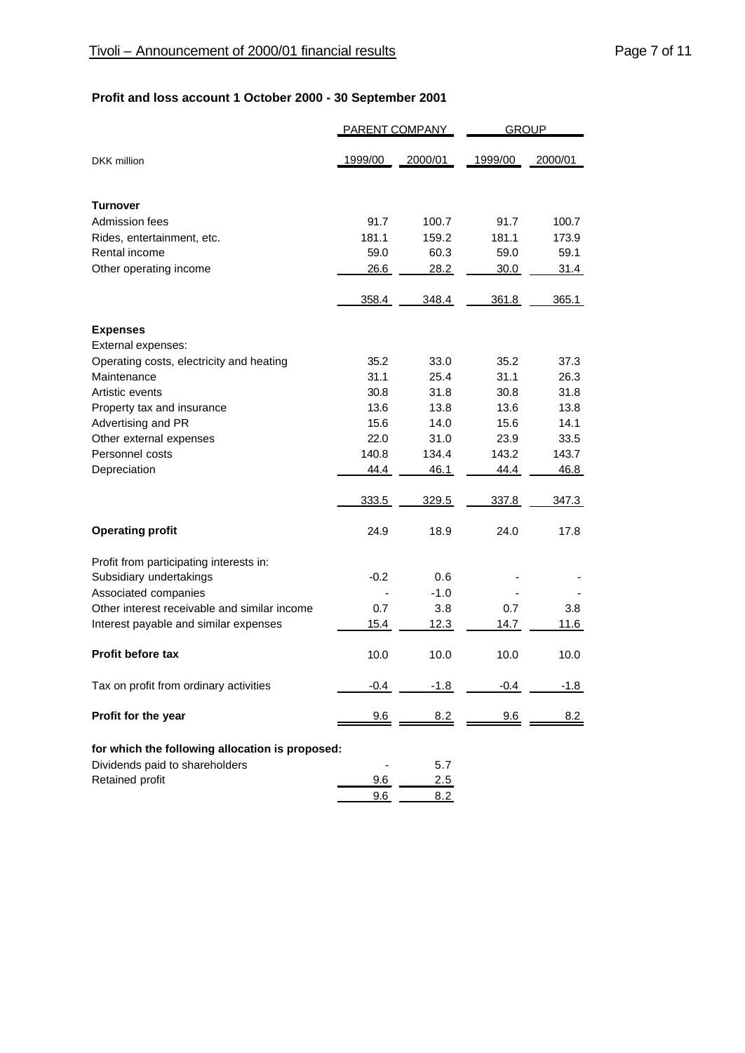## Profit and loss account 1 October 2000 - 30 September 2001

| | PARENT COMPANY | | GROUP | |
|---|---|---|---|---|
| DKK million | 1999/00 | 2000/01 | 1999/00 | 2000/01 |
| **Turnover** | | | | |
| Admission fees | 91.7 | 100.7 | 91.7 | 100.7 |
| Rides, entertainment, etc. | 181.1 | 159.2 | 181.1 | 173.9 |
| Rental income | 59.0 | 60.3 | 59.0 | 59.1 |
| Other operating income | 26.6 | 28.2 | 30.0 | 31.4 |
| | 358.4 | 348.4 | 361.8 | 365.1 |
| **Expenses** | | | | |
| External expenses: | | | | |
| Operating costs, electricity and heating | 35.2 | 33.0 | 35.2 | 37.3 |
| Maintenance | 31.1 | 25.4 | 31.1 | 26.3 |
| Artistic events | 30.8 | 31.8 | 30.8 | 31.8 |
| Property tax and insurance | 13.6 | 13.8 | 13.6 | 13.8 |
| Advertising and PR | 15.6 | 14.0 | 15.6 | 14.1 |
| Other external expenses | 22.0 | 31.0 | 23.9 | 33.5 |
| Personnel costs | 140.8 | 134.4 | 143.2 | 143.7 |
| Depreciation | 44.4 | 46.1 | 44.4 | 46.8 |
| | 333.5 | 329.5 | 337.8 | 347.3 |
| **Operating profit** | 24.9 | 18.9 | 24.0 | 17.8 |
| Profit from participating interests in: | | | | |
| Subsidiary undertakings | -0.2 | 0.6 | - | - |
| Associated companies | - | -1.0 | - | - |
| Other interest receivable and similar income | 0.7 | 3.8 | 0.7 | 3.8 |
| Interest payable and similar expenses | 15.4 | 12.3 | 14.7 | 11.6 |
| **Profit before tax** | 10.0 | 10.0 | 10.0 | 10.0 |
| Tax on profit from ordinary activities | -0.4 | -1.8 | -0.4 | -1.8 |
| **Profit for the year** | 9.6 | 8.2 | 9.6 | 8.2 |
| **for which the following allocation is proposed:** | | | | |
| Dividends paid to shareholders | - | 5.7 | | |
| Retained profit | 9.6 | 2.5 | | |
| | 9.6 | 8.2 | | |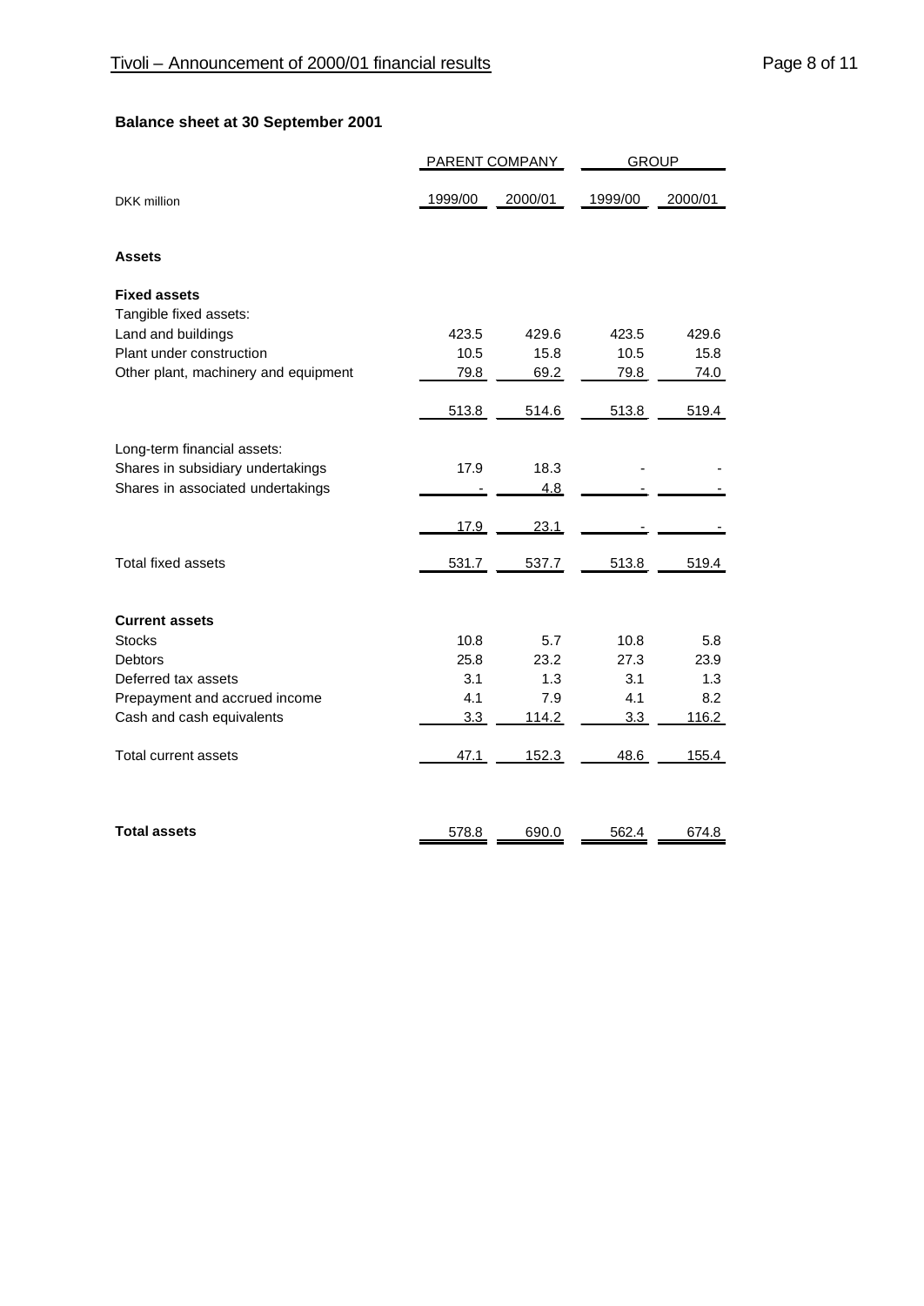## Balance sheet at 30 September 2001

| DKK million | PARENT COMPANY | | GROUP | |
|---|---|---|---|---|
| | 1999/00 | 2000/01 | 1999/00 | 2000/01 |
| **Assets** | | | | |
| **Fixed assets** | | | | |
| Tangible fixed assets: | | | | |
| Land and buildings | 423.5 | 429.6 | 423.5 | 429.6 |
| Plant under construction | 10.5 | 15.8 | 10.5 | 15.8 |
| Other plant, machinery and equipment | 79.8 | 69.2 | 79.8 | 74.0 |
| | 513.8 | 514.6 | 513.8 | 519.4 |
| Long-term financial assets: | | | | |
| Shares in subsidiary undertakings | 17.9 | 18.3 | - | - |
| Shares in associated undertakings | - | 4.8 | - | - |
| | 17.9 | 23.1 | - | - |
| Total fixed assets | 531.7 | 537.7 | 513.8 | 519.4 |
| **Current assets** | | | | |
| Stocks | 10.8 | 5.7 | 10.8 | 5.8 |
| Debtors | 25.8 | 23.2 | 27.3 | 23.9 |
| Deferred tax assets | 3.1 | 1.3 | 3.1 | 1.3 |
| Prepayment and accrued income | 4.1 | 7.9 | 4.1 | 8.2 |
| Cash and cash equivalents | 3.3 | 114.2 | 3.3 | 116.2 |
| Total current assets | 47.1 | 152.3 | 48.6 | 155.4 |
| **Total assets** | 578.8 | 690.0 | 562.4 | 674.8 |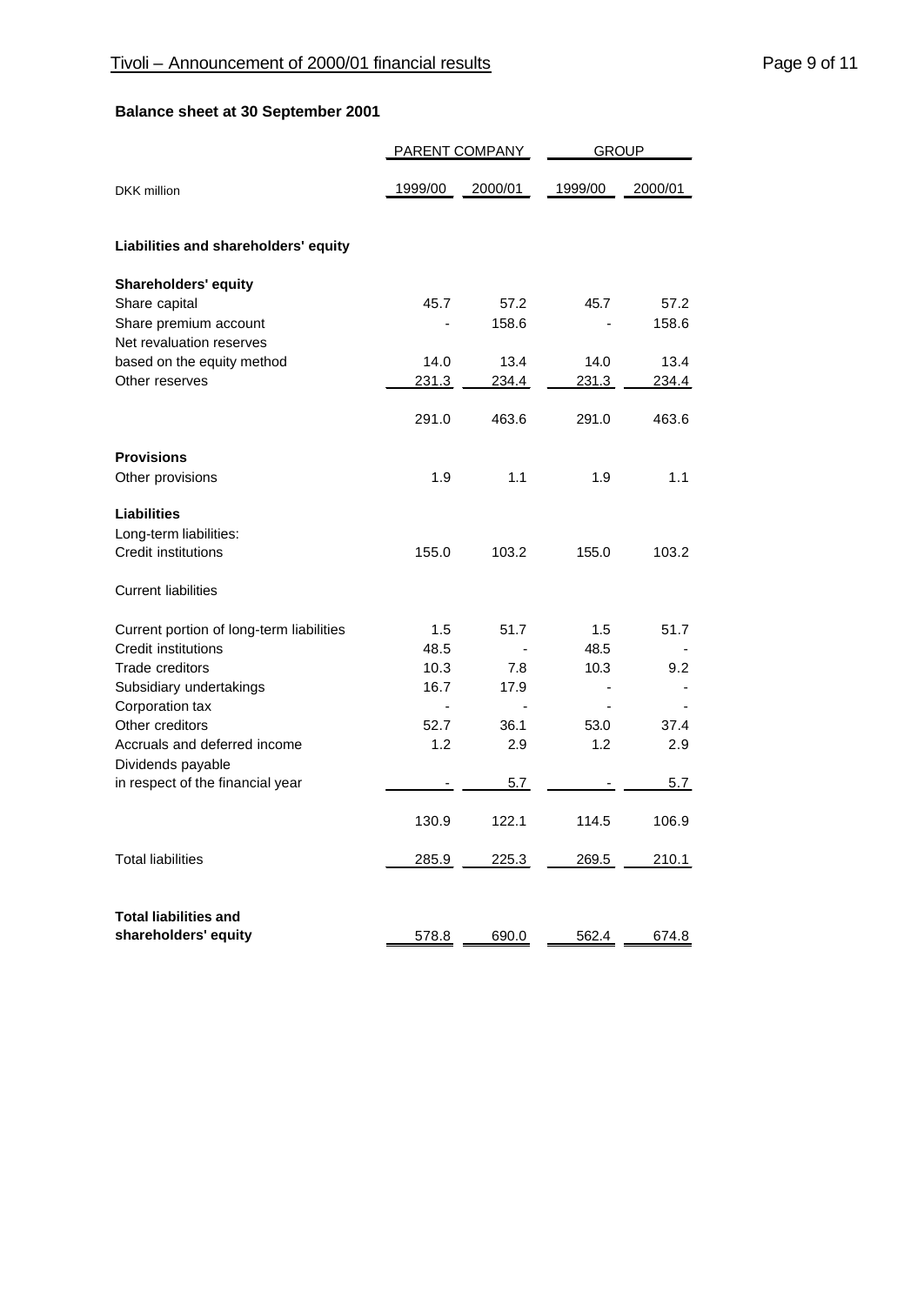## Balance sheet at 30 September 2001

| DKK million | PARENT COMPANY | | GROUP | |
|---|---|---|---|---|
| | 1999/00 | 2000/01 | 1999/00 | 2000/01 |
| **Liabilities and shareholders' equity** | | | | |
| **Shareholders' equity** | | | | |
| Share capital | 45.7 | 57.2 | 45.7 | 57.2 |
| Share premium account | - | 158.6 | - | 158.6 |
| Net revaluation reserves based on the equity method | 14.0 | 13.4 | 14.0 | 13.4 |
| Other reserves | 231.3 | 234.4 | 231.3 | 234.4 |
| | 291.0 | 463.6 | 291.0 | 463.6 |
| **Provisions** | | | | |
| Other provisions | 1.9 | 1.1 | 1.9 | 1.1 |
| **Liabilities** | | | | |
| Long-term liabilities: | | | | |
| Credit institutions | 155.0 | 103.2 | 155.0 | 103.2 |
| Current liabilities | | | | |
| Current portion of long-term liabilities | 1.5 | 51.7 | 1.5 | 51.7 |
| Credit institutions | 48.5 | - | 48.5 | - |
| Trade creditors | 10.3 | 7.8 | 10.3 | 9.2 |
| Subsidiary undertakings | 16.7 | 17.9 | - | - |
| Corporation tax | - | - | - | - |
| Other creditors | 52.7 | 36.1 | 53.0 | 37.4 |
| Accruals and deferred income | 1.2 | 2.9 | 1.2 | 2.9 |
| Dividends payable in respect of the financial year | - | 5.7 | - | 5.7 |
| | 130.9 | 122.1 | 114.5 | 106.9 |
| Total liabilities | 285.9 | 225.3 | 269.5 | 210.1 |
| **Total liabilities and shareholders' equity** | 578.8 | 690.0 | 562.4 | 674.8 |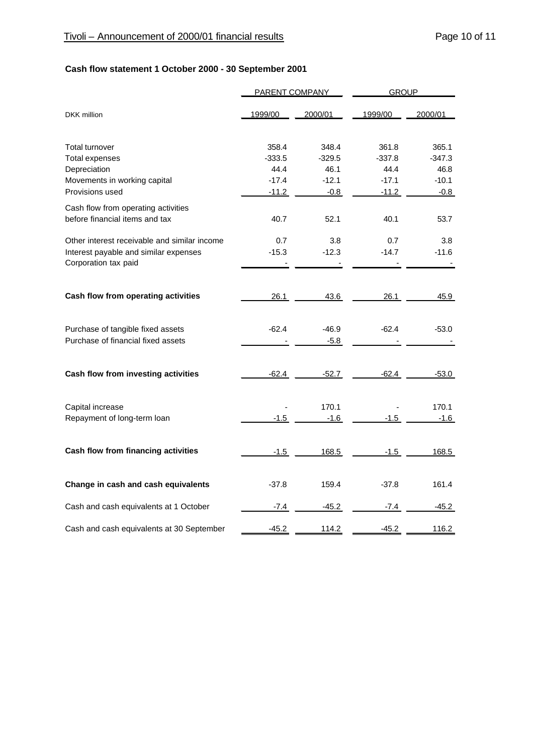## Cash flow statement 1 October 2000 - 30 September 2001

| | PARENT COMPANY | | GROUP | |
|---|---|---|---|---|
| DKK million | 1999/00 | 2000/01 | 1999/00 | 2000/01 |
| Total turnover | 358.4 | 348.4 | 361.8 | 365.1 |
| Total expenses | -333.5 | -329.5 | -337.8 | -347.3 |
| Depreciation | 44.4 | 46.1 | 44.4 | 46.8 |
| Movements in working capital | -17.4 | -12.1 | -17.1 | -10.1 |
| Provisions used | -11.2 | -0.8 | -11.2 | -0.8 |
| Cash flow from operating activities before financial items and tax | 40.7 | 52.1 | 40.1 | 53.7 |
| Other interest receivable and similar income | 0.7 | 3.8 | 0.7 | 3.8 |
| Interest payable and similar expenses | -15.3 | -12.3 | -14.7 | -11.6 |
| Corporation tax paid | - | - | - | - |
| **Cash flow from operating activities** | 26.1 | 43.6 | 26.1 | 45.9 |
| Purchase of tangible fixed assets | -62.4 | -46.9 | -62.4 | -53.0 |
| Purchase of financial fixed assets | - | -5.8 | - | - |
| **Cash flow from investing activities** | -62.4 | -52.7 | -62.4 | -53.0 |
| Capital increase | - | 170.1 | - | 170.1 |
| Repayment of long-term loan | -1.5 | -1.6 | -1.5 | -1.6 |
| **Cash flow from financing activities** | -1.5 | 168.5 | -1.5 | 168.5 |
| **Change in cash and cash equivalents** | -37.8 | 159.4 | -37.8 | 161.4 |
| Cash and cash equivalents at 1 October | -7.4 | -45.2 | -7.4 | -45.2 |
| Cash and cash equivalents at 30 September | -45.2 | 114.2 | -45.2 | 116.2 |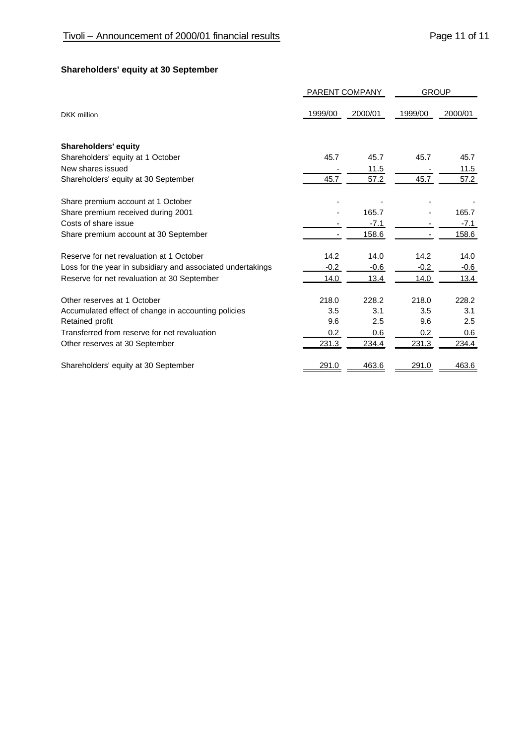## Shareholders' equity at 30 September

| DKK million | PARENT COMPANY 1999/00 | PARENT COMPANY 2000/01 | GROUP 1999/00 | GROUP 2000/01 |
|---|---|---|---|---|
| **Shareholders' equity** | | | | |
| Shareholders' equity at 1 October | 45.7 | 45.7 | 45.7 | 45.7 |
| New shares issued | - | 11.5 | - | 11.5 |
| Shareholders' equity at 30 September | 45.7 | 57.2 | 45.7 | 57.2 |
| | | | | |
| Share premium account at 1 October | - | - | - | - |
| Share premium received during 2001 | - | 165.7 | - | 165.7 |
| Costs of share issue | - | -7.1 | - | -7.1 |
| Share premium account at 30 September | - | 158.6 | - | 158.6 |
| | | | | |
| Reserve for net revaluation at 1 October | 14.2 | 14.0 | 14.2 | 14.0 |
| Loss for the year in subsidiary and associated undertakings | -0.2 | -0.6 | -0.2 | -0.6 |
| Reserve for net revaluation at 30 September | 14.0 | 13.4 | 14.0 | 13.4 |
| | | | | |
| Other reserves at 1 October | 218.0 | 228.2 | 218.0 | 228.2 |
| Accumulated effect of change in accounting policies | 3.5 | 3.1 | 3.5 | 3.1 |
| Retained profit | 9.6 | 2.5 | 9.6 | 2.5 |
| Transferred from reserve for net revaluation | 0.2 | 0.6 | 0.2 | 0.6 |
| Other reserves at 30 September | 231.3 | 234.4 | 231.3 | 234.4 |
| | | | | |
| Shareholders' equity at 30 September | 291.0 | 463.6 | 291.0 | 463.6 |